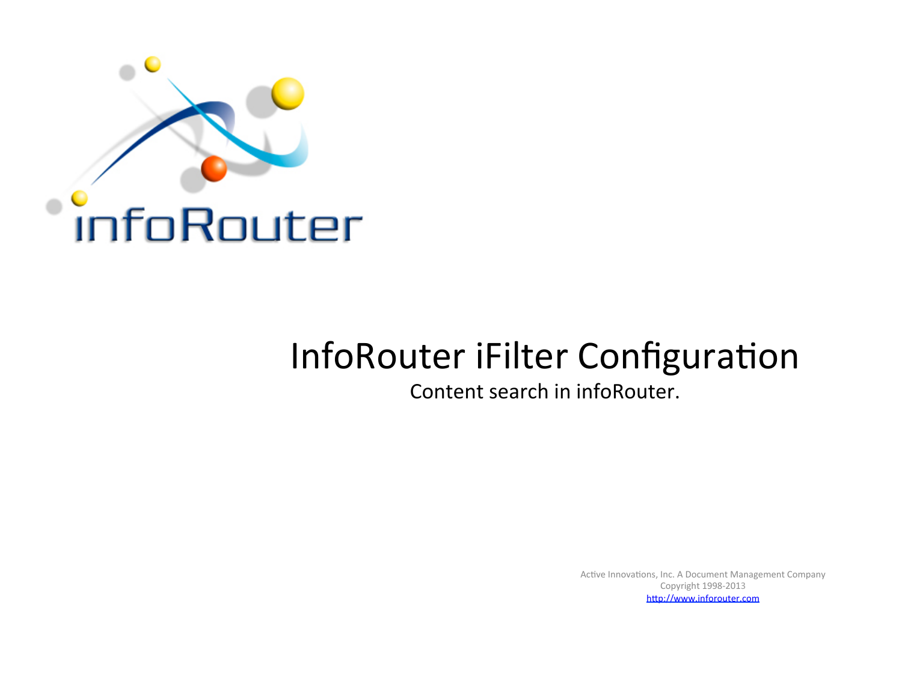# InfoRouter iFilter Configuration

Content search in infoRouter.

Active Innovations, Inc. A Document Management Company
Copyright 1998-2013
http://www.inforouter.com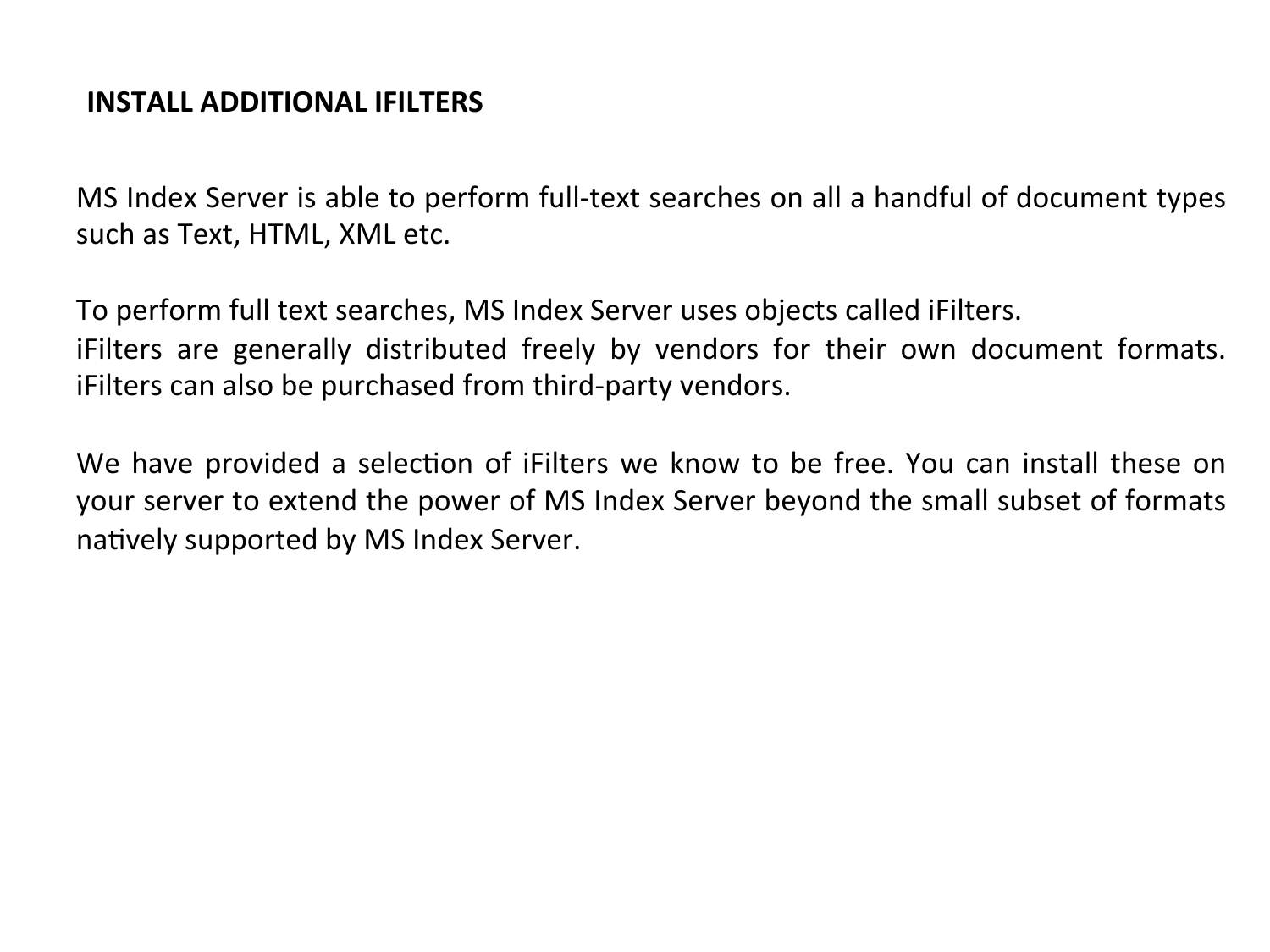## INSTALL ADDITIONAL IFILTERS

MS Index Server is able to perform full-text searches on all a handful of document types such as Text, HTML, XML etc.

To perform full text searches, MS Index Server uses objects called iFilters.
iFilters are generally distributed freely by vendors for their own document formats. iFilters can also be purchased from third-party vendors.

We have provided a selection of iFilters we know to be free. You can install these on your server to extend the power of MS Index Server beyond the small subset of formats natively supported by MS Index Server.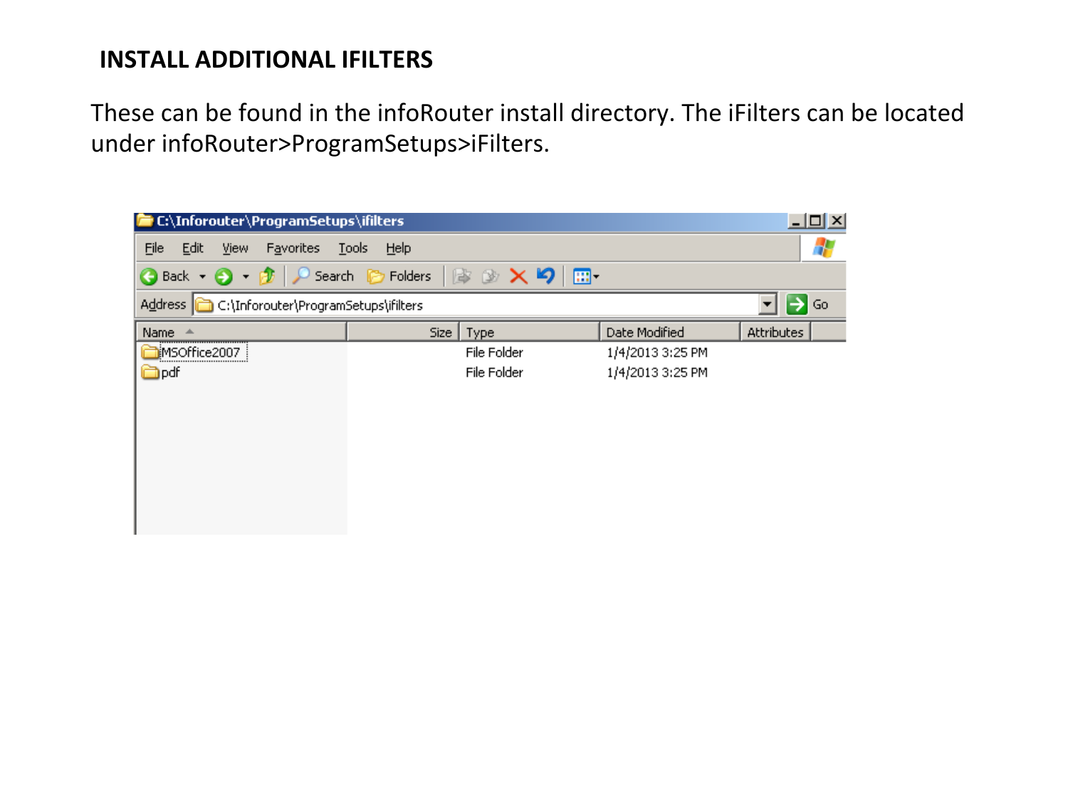## INSTALL ADDITIONAL IFILTERS

These can be found in the infoRouter install directory. The iFilters can be located under infoRouter>ProgramSetups>iFilters.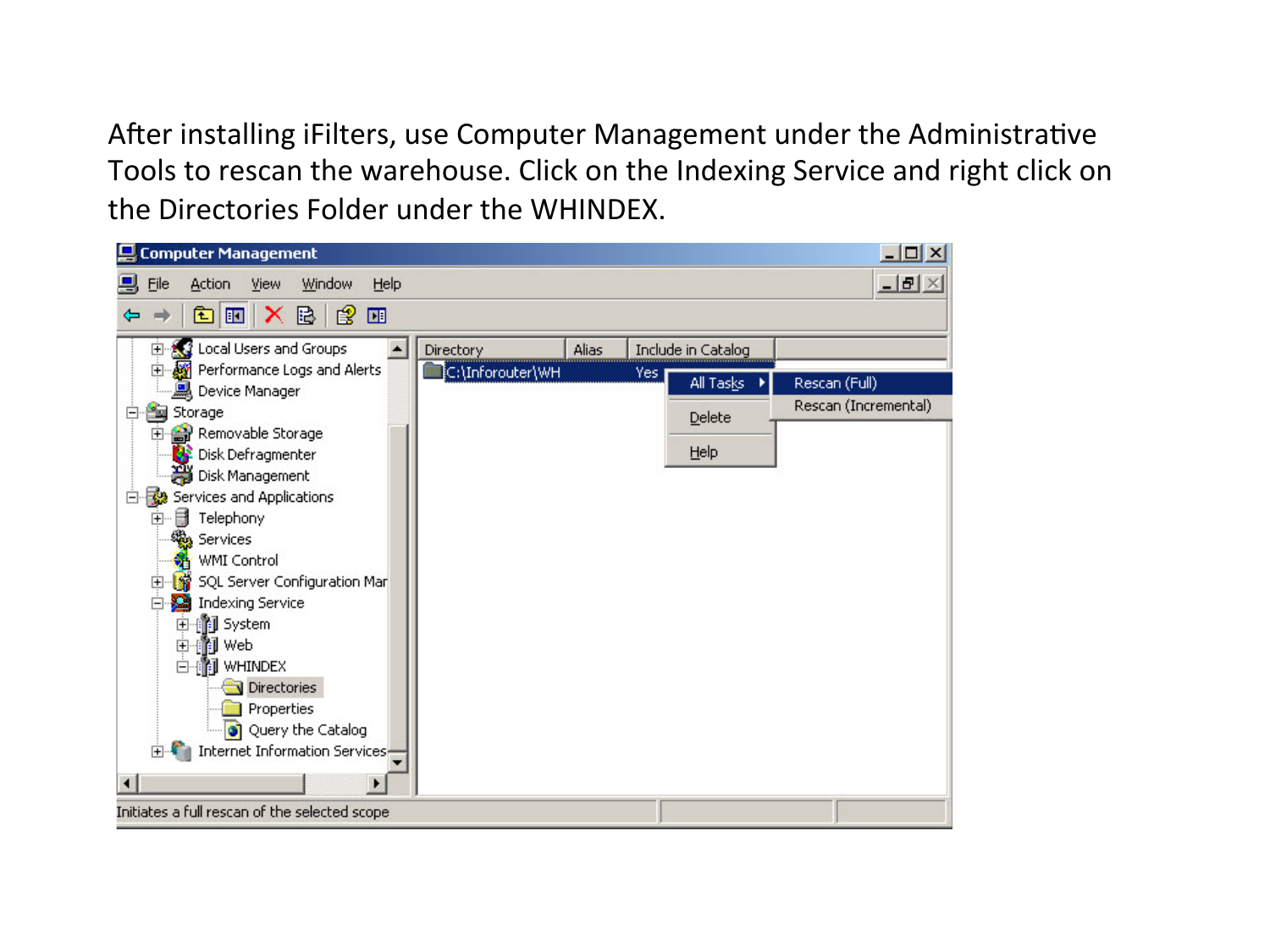After installing iFilters, use Computer Management under the Administrative Tools to rescan the warehouse. Click on the Indexing Service and right click on the Directories Folder under the WHINDEX.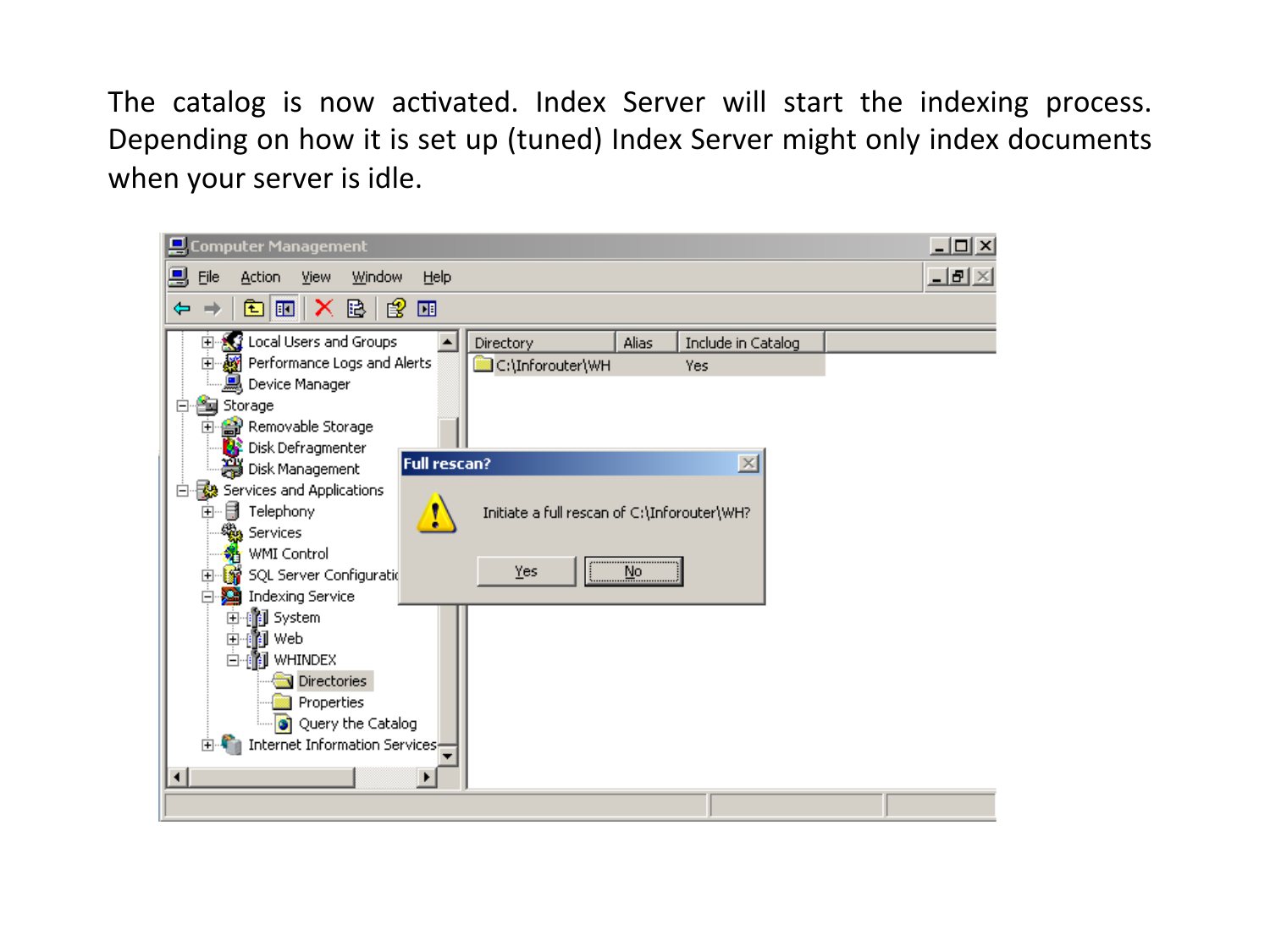The catalog is now activated. Index Server will start the indexing process. Depending on how it is set up (tuned) Index Server might only index documents when your server is idle.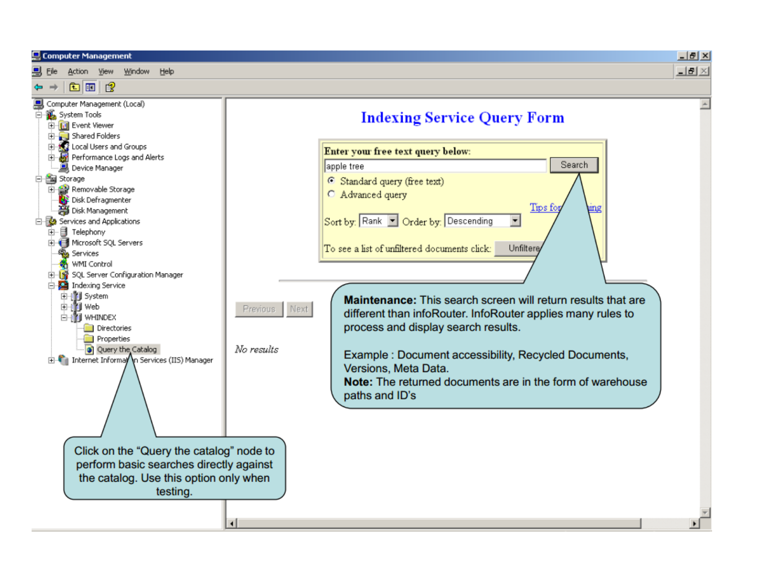**Maintenance:** This search screen will return results that are different than infoRouter. InfoRouter applies many rules to process and display search results.

Example : Document accessibility, Recycled Documents, Versions, Meta Data.
**Note:** The returned documents are in the form of warehouse paths and ID's

Click on the "Query the catalog" node to perform basic searches directly against the catalog. Use this option only when testing.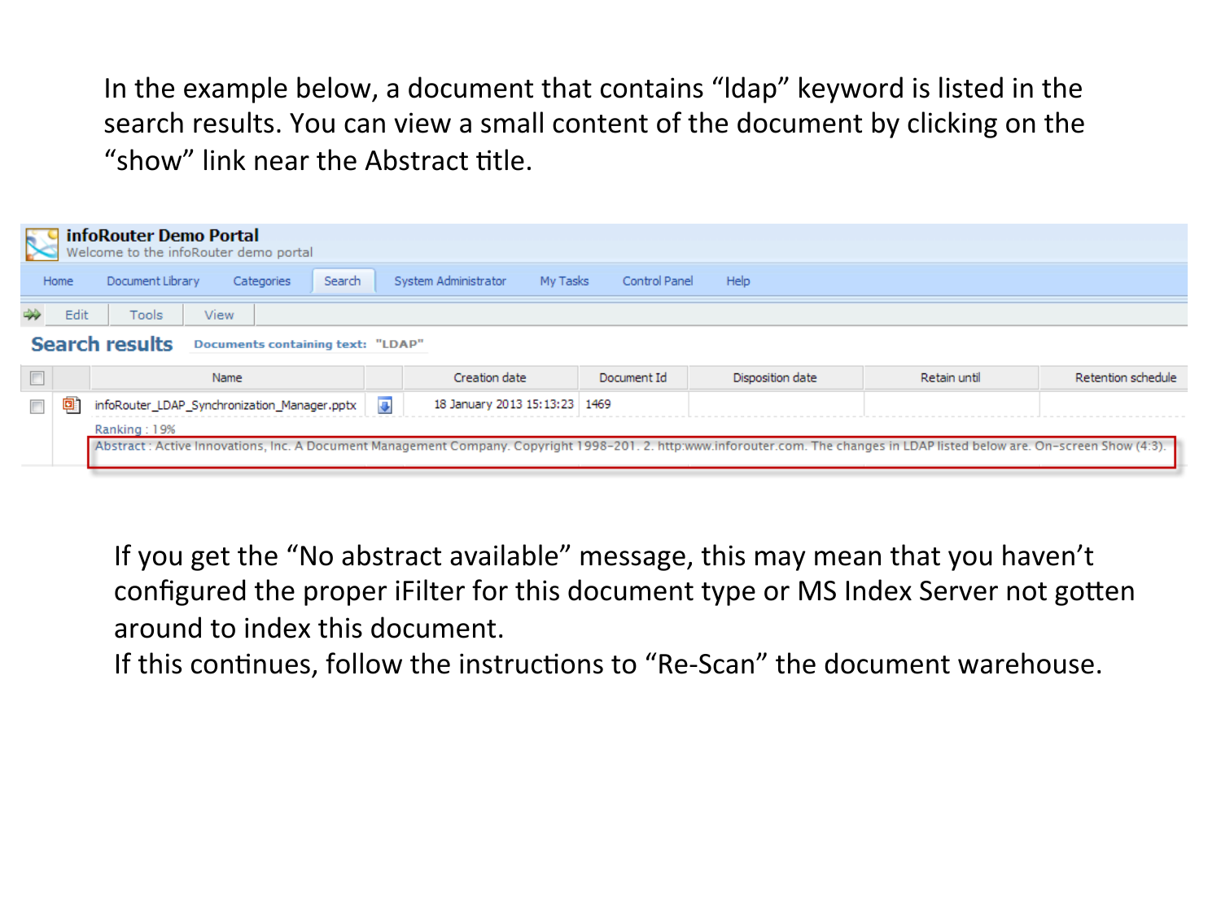In the example below, a document that contains "ldap" keyword is listed in the search results. You can view a small content of the document by clicking on the "show" link near the Abstract title.

**infoRouter Demo Portal**
Welcome to the infoRouter demo portal

Home | Document Library | Categories | Search | System Administrator | My Tasks | Control Panel | Help

Edit | Tools | View

**Search results** Documents containing text: "LDAP"

| | | Name | | Creation date | Document Id | Disposition date | Retain until | Retention schedule |
|---|---|---|---|---|---|---|---|---|
| | | infoRouter_LDAP_Synchronization_Manager.pptx | | 18 January 2013 15:13:23 | 1469 | | | |

Ranking : 19%

Abstract : Active Innovations, Inc. A Document Management Company. Copyright 1998-201. 2. http:www.inforouter.com. The changes in LDAP listed below are. On-screen Show (4:3).

If you get the "No abstract available" message, this may mean that you haven't configured the proper iFilter for this document type or MS Index Server not gotten around to index this document.
If this continues, follow the instructions to "Re-Scan" the document warehouse.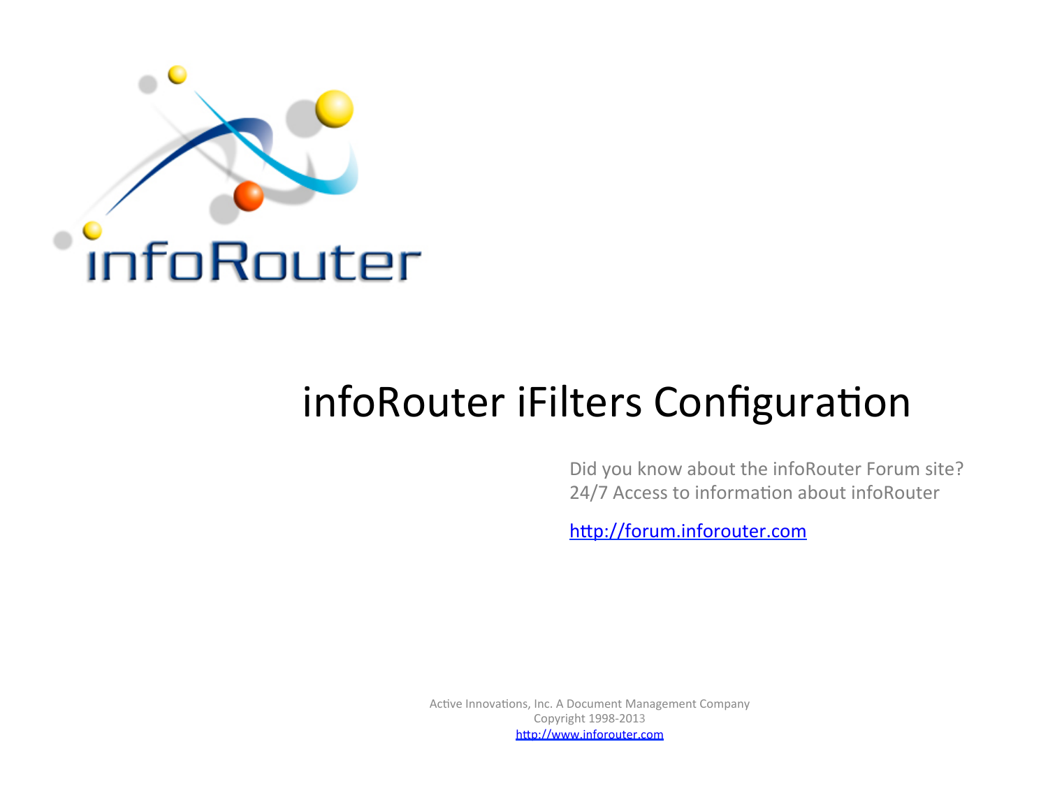infoRouter

# infoRouter iFilters Configuration

Did you know about the infoRouter Forum site?
24/7 Access to information about infoRouter

http://forum.inforouter.com

Active Innovations, Inc. A Document Management Company
Copyright 1998-2013
http://www.inforouter.com